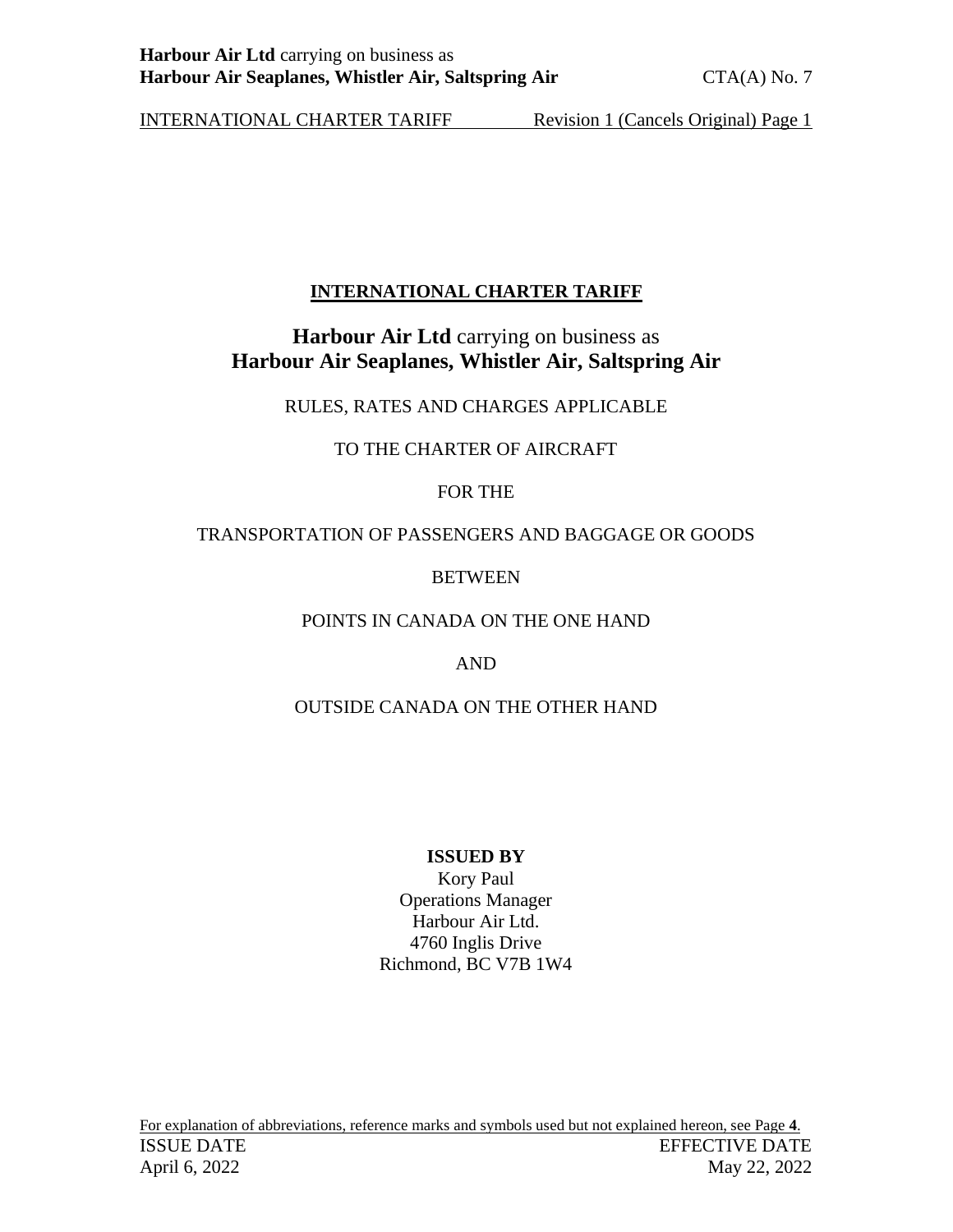# INTERNATIONAL CHARTER TARIFF

## **Harbour Air Ltd** carrying on business as **Harbour Air Seaplanes, Whistler Air, Saltspring Air**

RULES, RATES AND CHARGES APPLICABLE

TO THE CHARTER OF AIRCRAFT

FOR THE

TRANSPORTATION OF PASSENGERS AND BAGGAGE OR GOODS

BETWEEN

POINTS IN CANADA ON THE ONE HAND

AND

OUTSIDE CANADA ON THE OTHER HAND

**ISSUED BY**

Kory Paul
Operations Manager
Harbour Air Ltd.
4760 Inglis Drive
Richmond, BC V7B 1W4

For explanation of abbreviations, reference marks and symbols used but not explained hereon, see Page **4**.

ISSUE DATE: April 6, 2022

EFFECTIVE DATE: May 22, 2022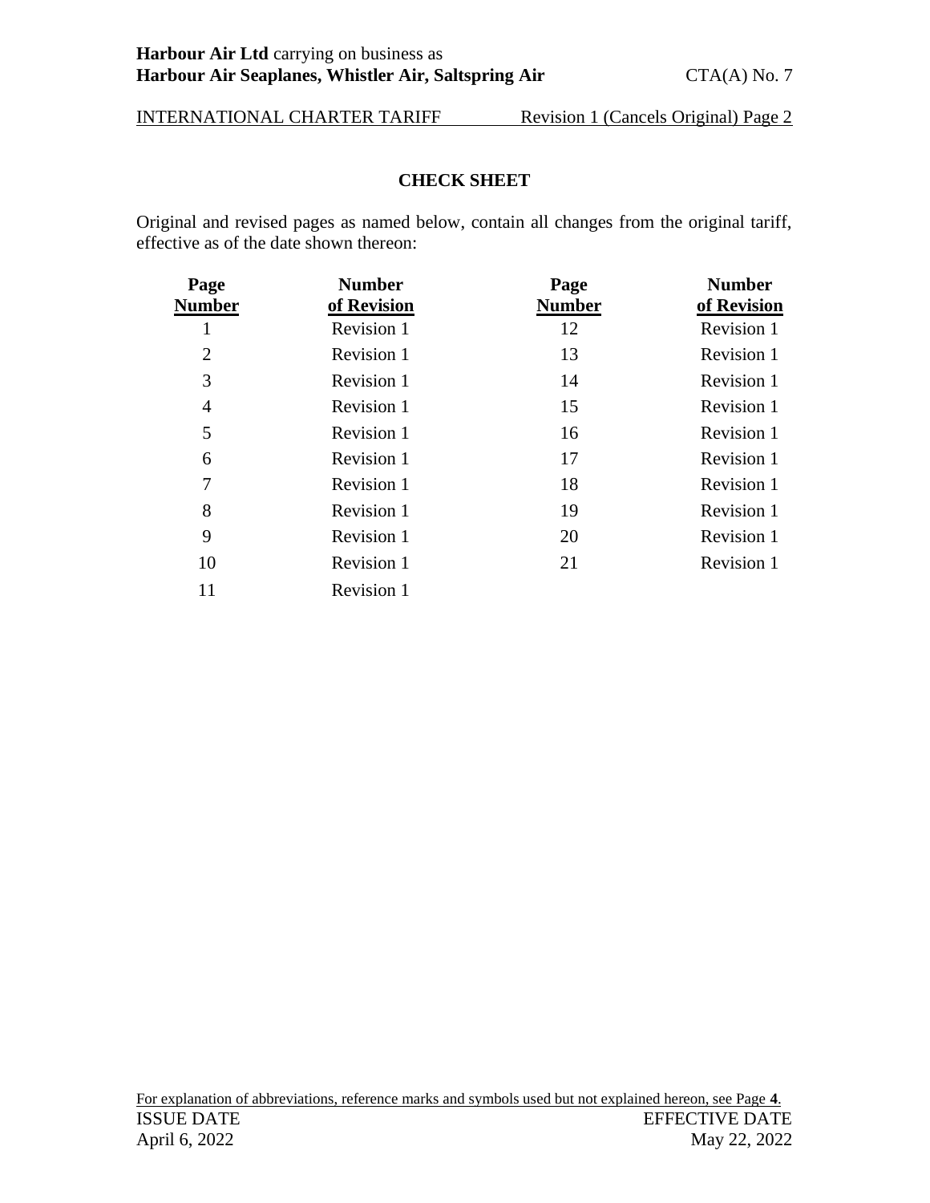## CHECK SHEET

Original and revised pages as named below, contain all changes from the original tariff, effective as of the date shown thereon:

| Page Number | Number of Revision | Page Number | Number of Revision |
|---|---|---|---|
| 1 | Revision 1 | 12 | Revision 1 |
| 2 | Revision 1 | 13 | Revision 1 |
| 3 | Revision 1 | 14 | Revision 1 |
| 4 | Revision 1 | 15 | Revision 1 |
| 5 | Revision 1 | 16 | Revision 1 |
| 6 | Revision 1 | 17 | Revision 1 |
| 7 | Revision 1 | 18 | Revision 1 |
| 8 | Revision 1 | 19 | Revision 1 |
| 9 | Revision 1 | 20 | Revision 1 |
| 10 | Revision 1 | 21 | Revision 1 |
| 11 | Revision 1 | | |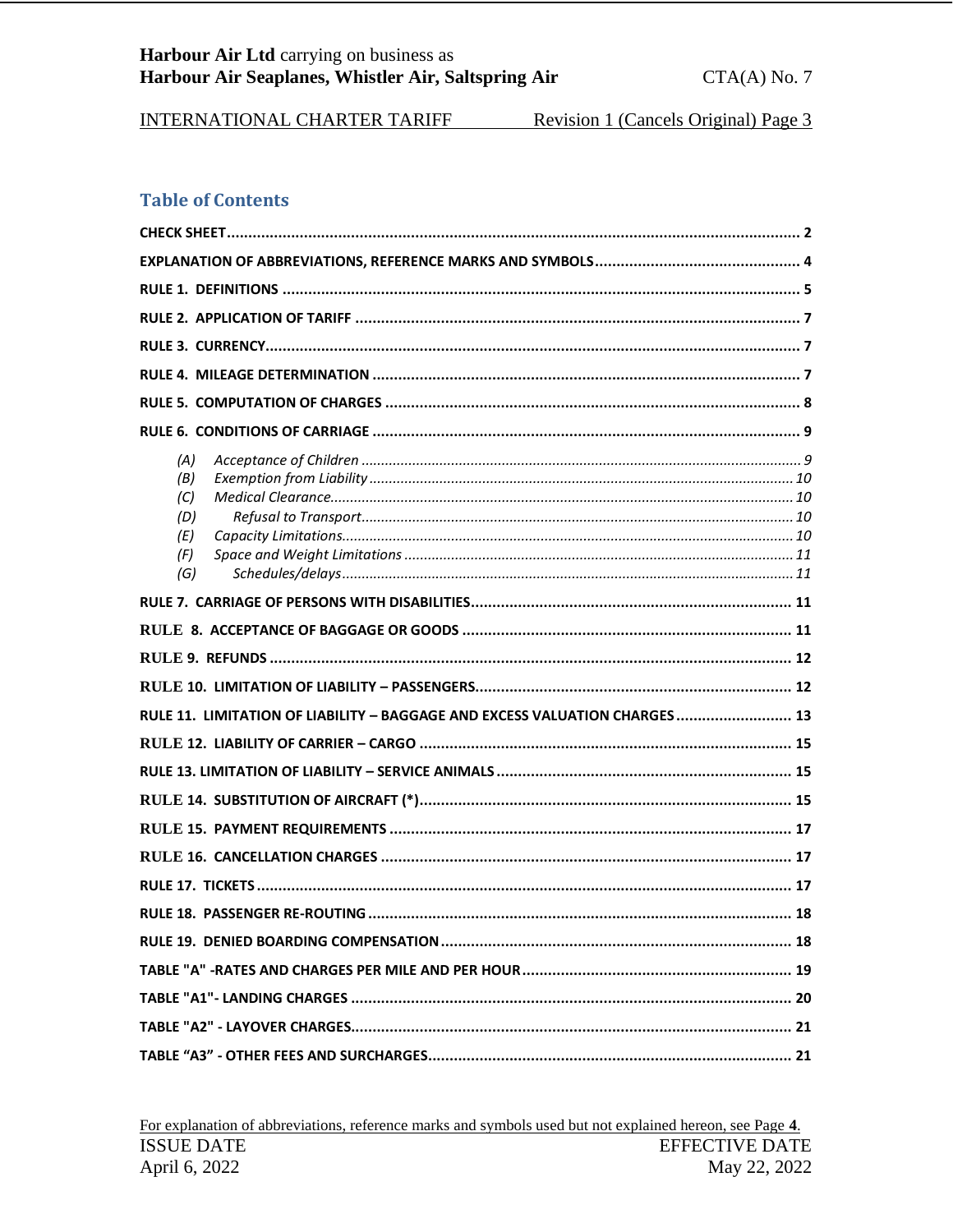## Table of Contents

| | |
|---|---|
| CHECK SHEET | 2 |
| EXPLANATION OF ABBREVIATIONS, REFERENCE MARKS AND SYMBOLS | 4 |
| RULE 1. DEFINITIONS | 5 |
| RULE 2. APPLICATION OF TARIFF | 7 |
| RULE 3. CURRENCY | 7 |
| RULE 4. MILEAGE DETERMINATION | 7 |
| RULE 5. COMPUTATION OF CHARGES | 8 |
| RULE 6. CONDITIONS OF CARRIAGE | 9 |
| *(A) Acceptance of Children* | *9* |
| *(B) Exemption from Liability* | *10* |
| *(C) Medical Clearance* | *10* |
| *(D) Refusal to Transport* | *10* |
| *(E) Capacity Limitations* | *10* |
| *(F) Space and Weight Limitations* | *11* |
| *(G) Schedules/delays* | *11* |
| RULE 7. CARRIAGE OF PERSONS WITH DISABILITIES | 11 |
| RULE 8. ACCEPTANCE OF BAGGAGE OR GOODS | 11 |
| RULE 9. REFUNDS | 12 |
| RULE 10. LIMITATION OF LIABILITY – PASSENGERS | 12 |
| RULE 11. LIMITATION OF LIABILITY – BAGGAGE AND EXCESS VALUATION CHARGES | 13 |
| RULE 12. LIABILITY OF CARRIER – CARGO | 15 |
| RULE 13. LIMITATION OF LIABILITY – SERVICE ANIMALS | 15 |
| RULE 14. SUBSTITUTION OF AIRCRAFT (*) | 15 |
| RULE 15. PAYMENT REQUIREMENTS | 17 |
| RULE 16. CANCELLATION CHARGES | 17 |
| RULE 17. TICKETS | 17 |
| RULE 18. PASSENGER RE-ROUTING | 18 |
| RULE 19. DENIED BOARDING COMPENSATION | 18 |
| TABLE "A" -RATES AND CHARGES PER MILE AND PER HOUR | 19 |
| TABLE "A1"- LANDING CHARGES | 20 |
| TABLE "A2" - LAYOVER CHARGES | 21 |
| TABLE "A3" - OTHER FEES AND SURCHARGES | 21 |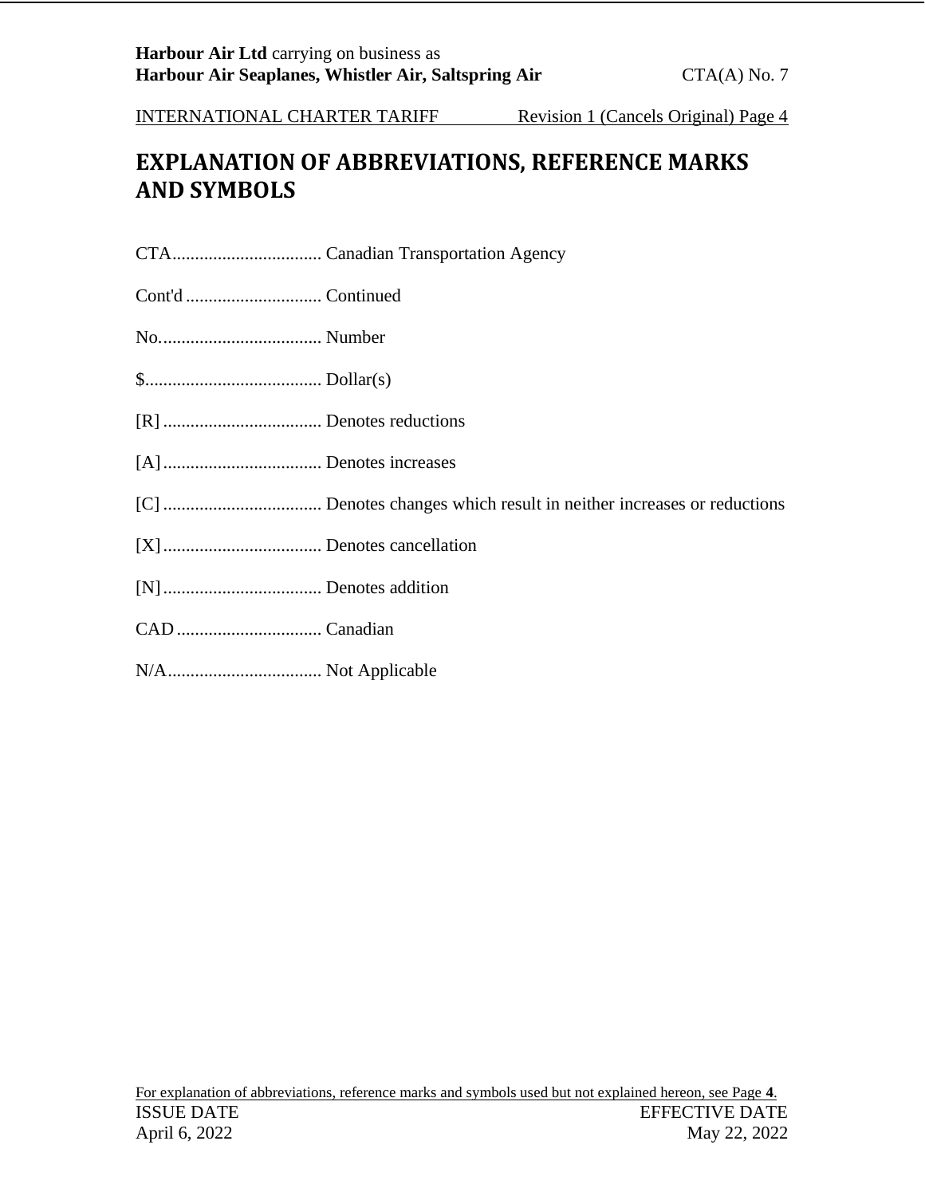# EXPLANATION OF ABBREVIATIONS, REFERENCE MARKS AND SYMBOLS

CTA................................. Canadian Transportation Agency

Cont'd .............................. Continued

No.................................... Number

$....................................... Dollar(s)

[R] ................................... Denotes reductions

[A]................................... Denotes increases

[C] ................................... Denotes changes which result in neither increases or reductions

[X]................................... Denotes cancellation

[N]................................... Denotes addition

CAD ................................ Canadian

N/A.................................. Not Applicable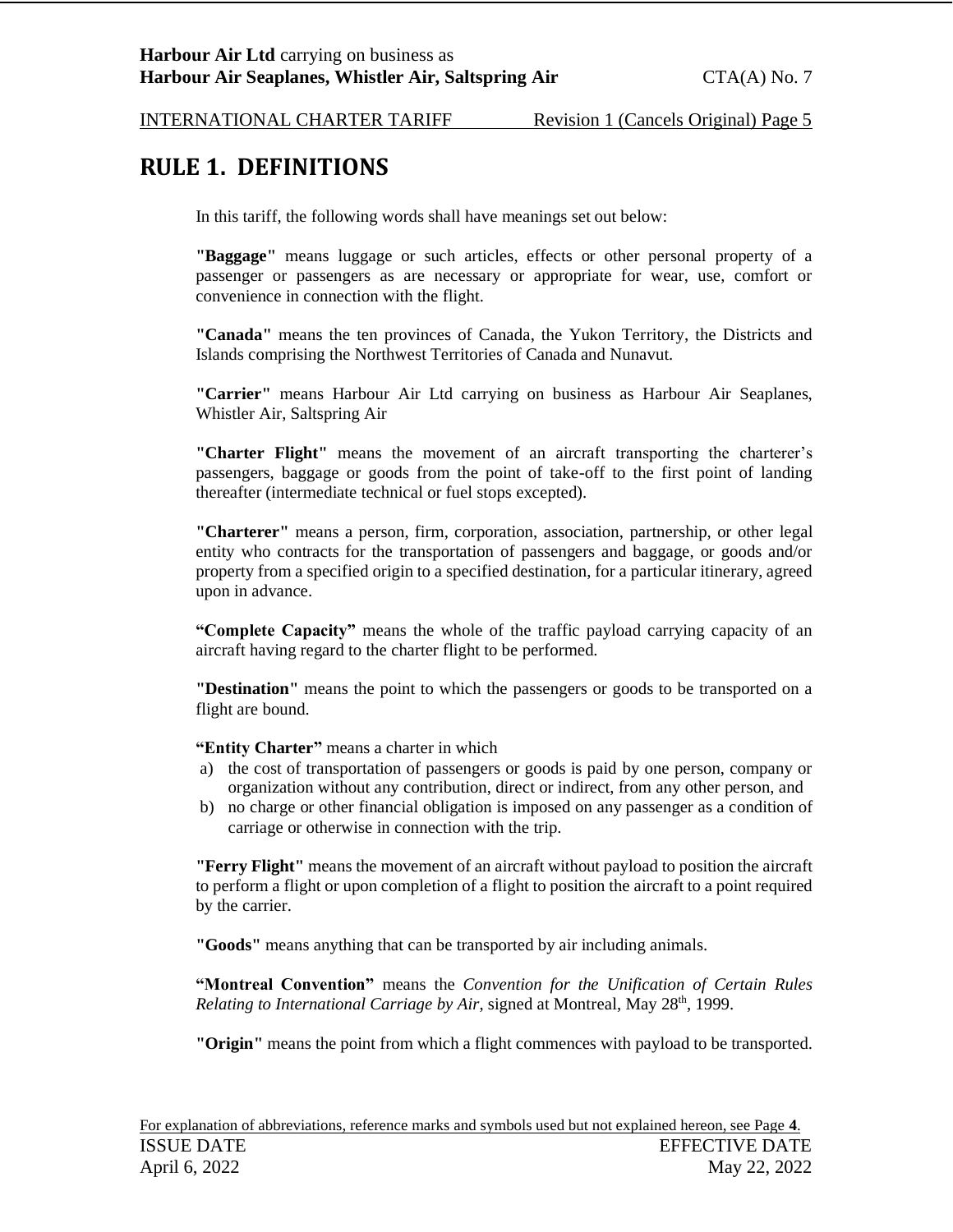# RULE 1. DEFINITIONS

In this tariff, the following words shall have meanings set out below:

**"Baggage"** means luggage or such articles, effects or other personal property of a passenger or passengers as are necessary or appropriate for wear, use, comfort or convenience in connection with the flight.

**"Canada"** means the ten provinces of Canada, the Yukon Territory, the Districts and Islands comprising the Northwest Territories of Canada and Nunavut.

**"Carrier"** means Harbour Air Ltd carrying on business as Harbour Air Seaplanes, Whistler Air, Saltspring Air

**"Charter Flight"** means the movement of an aircraft transporting the charterer's passengers, baggage or goods from the point of take-off to the first point of landing thereafter (intermediate technical or fuel stops excepted).

**"Charterer"** means a person, firm, corporation, association, partnership, or other legal entity who contracts for the transportation of passengers and baggage, or goods and/or property from a specified origin to a specified destination, for a particular itinerary, agreed upon in advance.

**"Complete Capacity"** means the whole of the traffic payload carrying capacity of an aircraft having regard to the charter flight to be performed.

**"Destination"** means the point to which the passengers or goods to be transported on a flight are bound.

**"Entity Charter"** means a charter in which

a) the cost of transportation of passengers or goods is paid by one person, company or organization without any contribution, direct or indirect, from any other person, and
b) no charge or other financial obligation is imposed on any passenger as a condition of carriage or otherwise in connection with the trip.

**"Ferry Flight"** means the movement of an aircraft without payload to position the aircraft to perform a flight or upon completion of a flight to position the aircraft to a point required by the carrier.

**"Goods"** means anything that can be transported by air including animals.

**"Montreal Convention"** means the *Convention for the Unification of Certain Rules Relating to International Carriage by Air*, signed at Montreal, May 28th, 1999.

**"Origin"** means the point from which a flight commences with payload to be transported.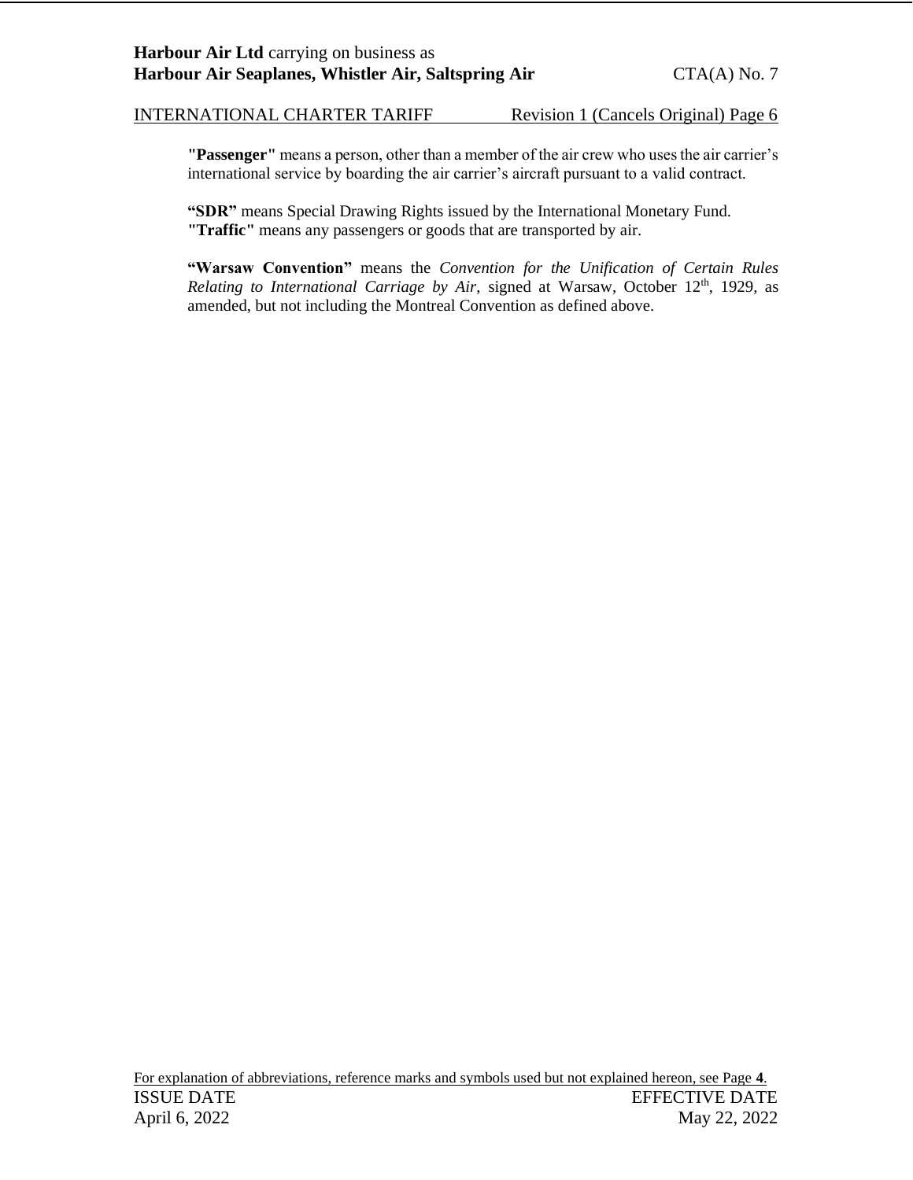**"Passenger"** means a person, other than a member of the air crew who uses the air carrier's international service by boarding the air carrier's aircraft pursuant to a valid contract.

**"SDR"** means Special Drawing Rights issued by the International Monetary Fund.
**"Traffic"** means any passengers or goods that are transported by air.

**"Warsaw Convention"** means the *Convention for the Unification of Certain Rules Relating to International Carriage by Air*, signed at Warsaw, October 12th, 1929, as amended, but not including the Montreal Convention as defined above.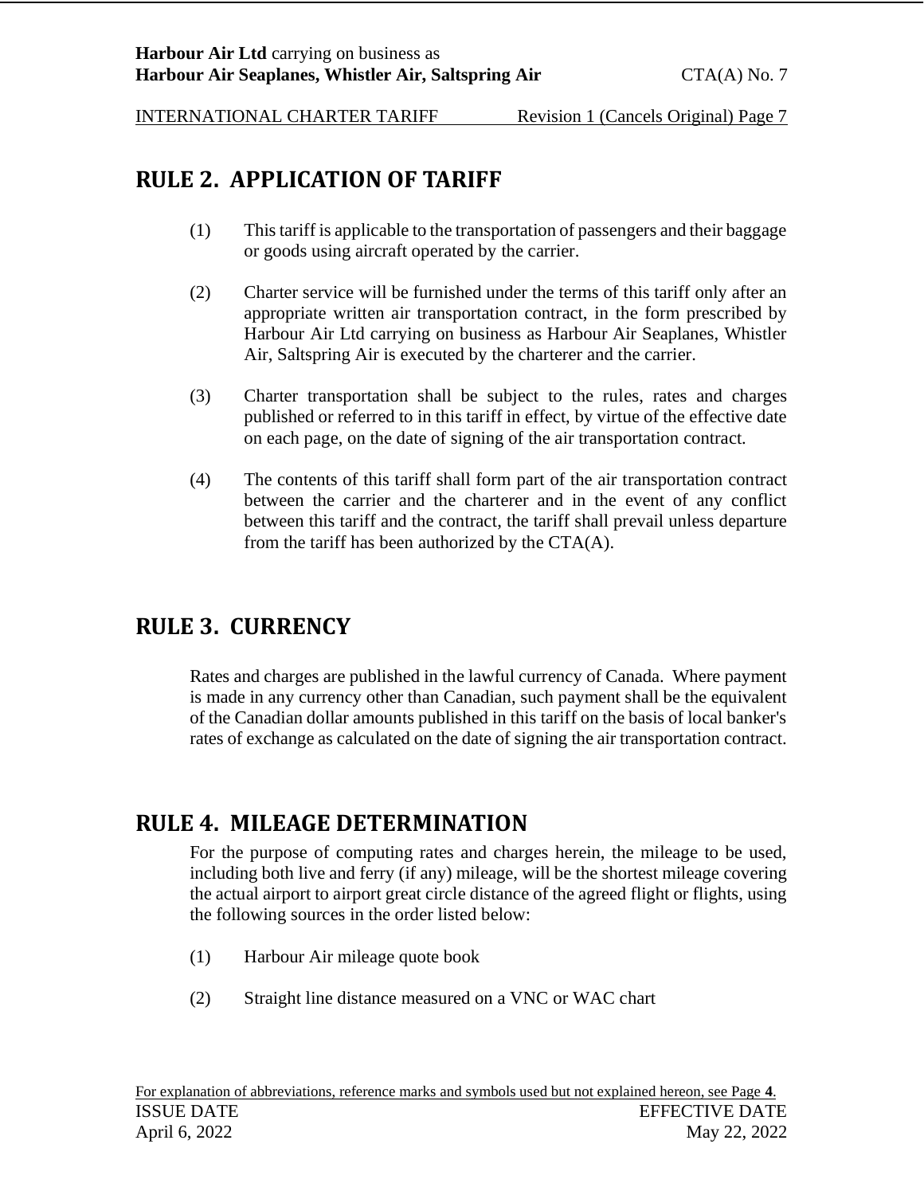## RULE 2. APPLICATION OF TARIFF

(1) This tariff is applicable to the transportation of passengers and their baggage or goods using aircraft operated by the carrier.

(2) Charter service will be furnished under the terms of this tariff only after an appropriate written air transportation contract, in the form prescribed by Harbour Air Ltd carrying on business as Harbour Air Seaplanes, Whistler Air, Saltspring Air is executed by the charterer and the carrier.

(3) Charter transportation shall be subject to the rules, rates and charges published or referred to in this tariff in effect, by virtue of the effective date on each page, on the date of signing of the air transportation contract.

(4) The contents of this tariff shall form part of the air transportation contract between the carrier and the charterer and in the event of any conflict between this tariff and the contract, the tariff shall prevail unless departure from the tariff has been authorized by the CTA(A).

## RULE 3. CURRENCY

Rates and charges are published in the lawful currency of Canada. Where payment is made in any currency other than Canadian, such payment shall be the equivalent of the Canadian dollar amounts published in this tariff on the basis of local banker's rates of exchange as calculated on the date of signing the air transportation contract.

## RULE 4. MILEAGE DETERMINATION

For the purpose of computing rates and charges herein, the mileage to be used, including both live and ferry (if any) mileage, will be the shortest mileage covering the actual airport to airport great circle distance of the agreed flight or flights, using the following sources in the order listed below:

(1) Harbour Air mileage quote book

(2) Straight line distance measured on a VNC or WAC chart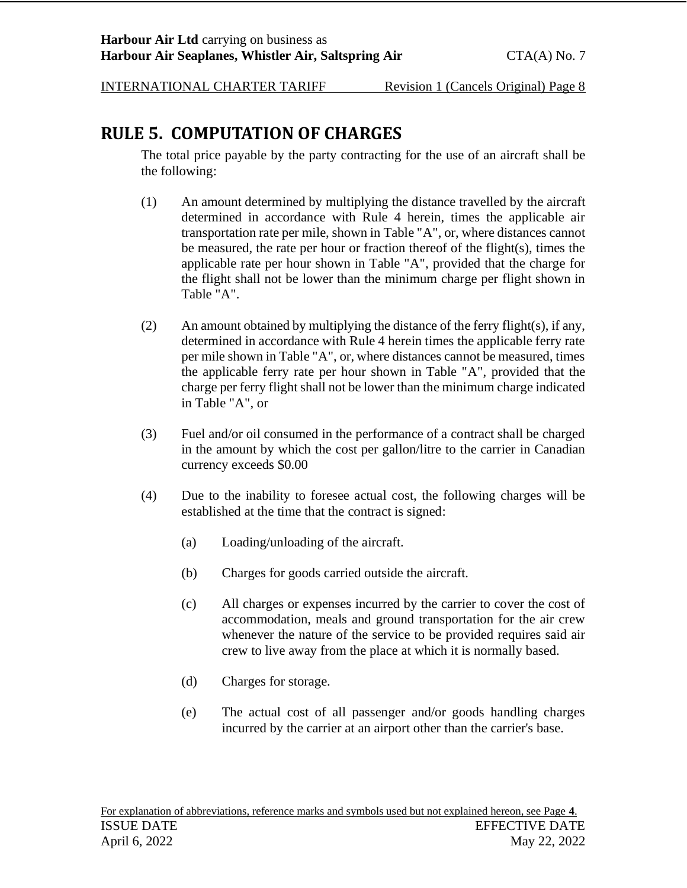## RULE 5. COMPUTATION OF CHARGES

The total price payable by the party contracting for the use of an aircraft shall be the following:

(1) An amount determined by multiplying the distance travelled by the aircraft determined in accordance with Rule 4 herein, times the applicable air transportation rate per mile, shown in Table "A", or, where distances cannot be measured, the rate per hour or fraction thereof of the flight(s), times the applicable rate per hour shown in Table "A", provided that the charge for the flight shall not be lower than the minimum charge per flight shown in Table "A".

(2) An amount obtained by multiplying the distance of the ferry flight(s), if any, determined in accordance with Rule 4 herein times the applicable ferry rate per mile shown in Table "A", or, where distances cannot be measured, times the applicable ferry rate per hour shown in Table "A", provided that the charge per ferry flight shall not be lower than the minimum charge indicated in Table "A", or

(3) Fuel and/or oil consumed in the performance of a contract shall be charged in the amount by which the cost per gallon/litre to the carrier in Canadian currency exceeds $0.00

(4) Due to the inability to foresee actual cost, the following charges will be established at the time that the contract is signed:

   (a) Loading/unloading of the aircraft.

   (b) Charges for goods carried outside the aircraft.

   (c) All charges or expenses incurred by the carrier to cover the cost of accommodation, meals and ground transportation for the air crew whenever the nature of the service to be provided requires said air crew to live away from the place at which it is normally based.

   (d) Charges for storage.

   (e) The actual cost of all passenger and/or goods handling charges incurred by the carrier at an airport other than the carrier's base.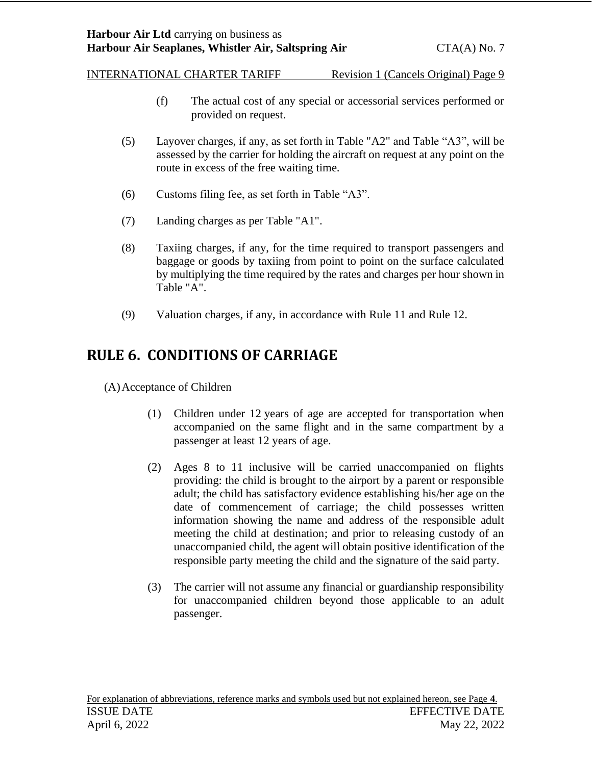(f) The actual cost of any special or accessorial services performed or provided on request.

(5) Layover charges, if any, as set forth in Table "A2" and Table "A3", will be assessed by the carrier for holding the aircraft on request at any point on the route in excess of the free waiting time.

(6) Customs filing fee, as set forth in Table "A3".

(7) Landing charges as per Table "A1".

(8) Taxiing charges, if any, for the time required to transport passengers and baggage or goods by taxiing from point to point on the surface calculated by multiplying the time required by the rates and charges per hour shown in Table "A".

(9) Valuation charges, if any, in accordance with Rule 11 and Rule 12.

# RULE 6. CONDITIONS OF CARRIAGE

(A) Acceptance of Children

(1) Children under 12 years of age are accepted for transportation when accompanied on the same flight and in the same compartment by a passenger at least 12 years of age.

(2) Ages 8 to 11 inclusive will be carried unaccompanied on flights providing: the child is brought to the airport by a parent or responsible adult; the child has satisfactory evidence establishing his/her age on the date of commencement of carriage; the child possesses written information showing the name and address of the responsible adult meeting the child at destination; and prior to releasing custody of an unaccompanied child, the agent will obtain positive identification of the responsible party meeting the child and the signature of the said party.

(3) The carrier will not assume any financial or guardianship responsibility for unaccompanied children beyond those applicable to an adult passenger.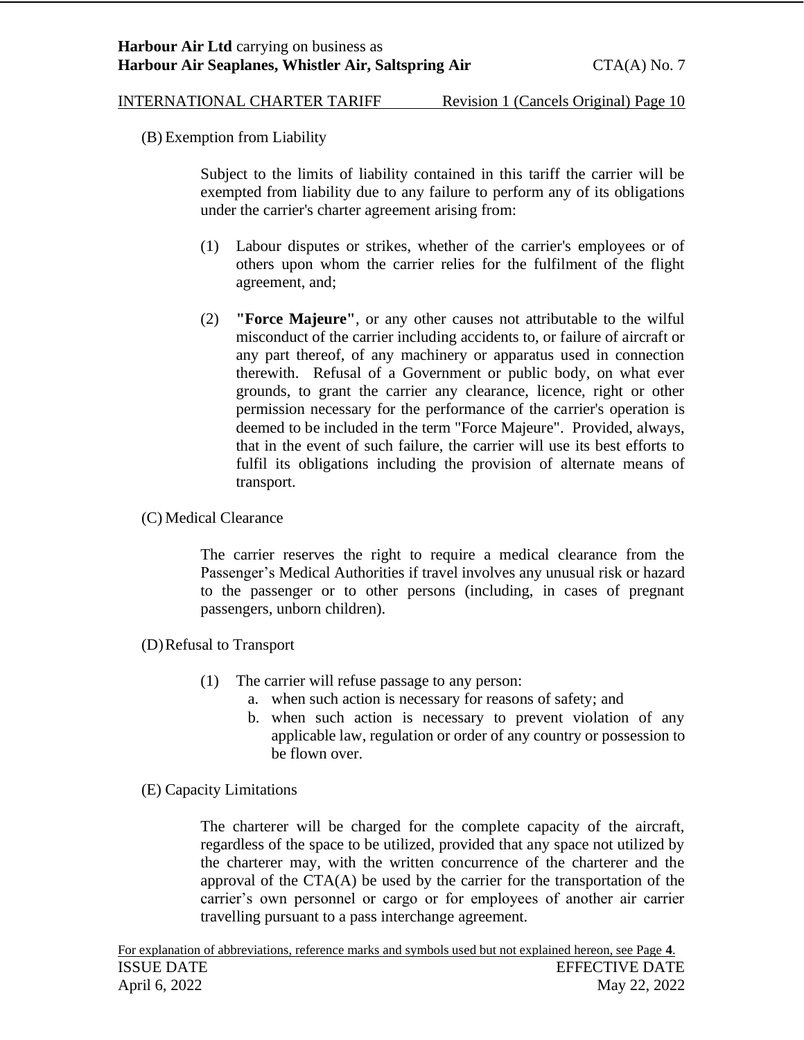(B) Exemption from Liability

Subject to the limits of liability contained in this tariff the carrier will be exempted from liability due to any failure to perform any of its obligations under the carrier's charter agreement arising from:

(1) Labour disputes or strikes, whether of the carrier's employees or of others upon whom the carrier relies for the fulfilment of the flight agreement, and;

(2) **"Force Majeure"**, or any other causes not attributable to the wilful misconduct of the carrier including accidents to, or failure of aircraft or any part thereof, of any machinery or apparatus used in connection therewith. Refusal of a Government or public body, on what ever grounds, to grant the carrier any clearance, licence, right or other permission necessary for the performance of the carrier's operation is deemed to be included in the term "Force Majeure". Provided, always, that in the event of such failure, the carrier will use its best efforts to fulfil its obligations including the provision of alternate means of transport.

(C) Medical Clearance

The carrier reserves the right to require a medical clearance from the Passenger's Medical Authorities if travel involves any unusual risk or hazard to the passenger or to other persons (including, in cases of pregnant passengers, unborn children).

(D) Refusal to Transport

(1) The carrier will refuse passage to any person:
   a. when such action is necessary for reasons of safety; and
   b. when such action is necessary to prevent violation of any applicable law, regulation or order of any country or possession to be flown over.

(E) Capacity Limitations

The charterer will be charged for the complete capacity of the aircraft, regardless of the space to be utilized, provided that any space not utilized by the charterer may, with the written concurrence of the charterer and the approval of the CTA(A) be used by the carrier for the transportation of the carrier's own personnel or cargo or for employees of another air carrier travelling pursuant to a pass interchange agreement.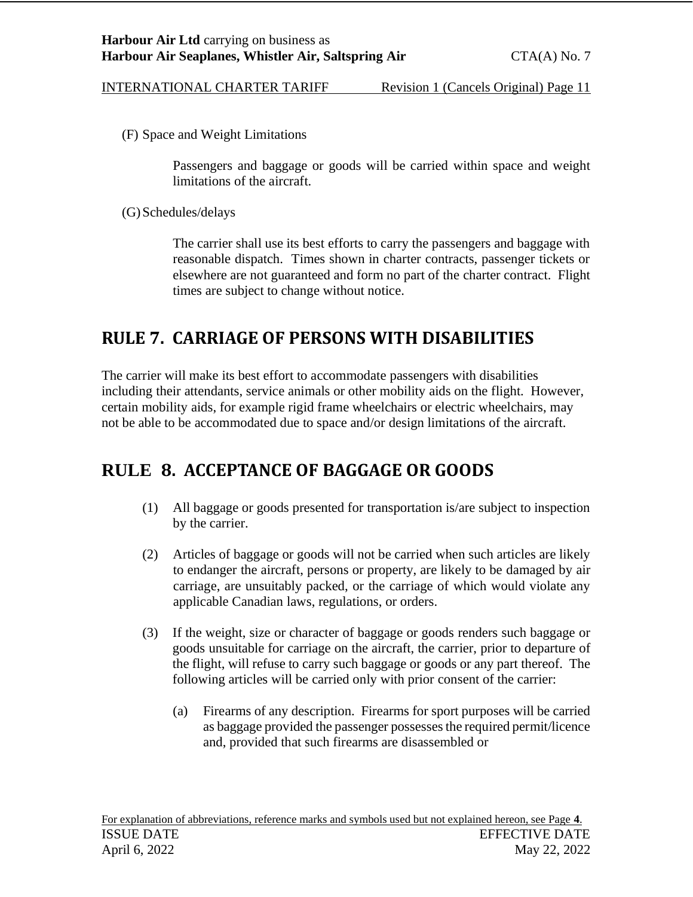(F) Space and Weight Limitations

Passengers and baggage or goods will be carried within space and weight limitations of the aircraft.

(G) Schedules/delays

The carrier shall use its best efforts to carry the passengers and baggage with reasonable dispatch. Times shown in charter contracts, passenger tickets or elsewhere are not guaranteed and form no part of the charter contract. Flight times are subject to change without notice.

## RULE 7. CARRIAGE OF PERSONS WITH DISABILITIES

The carrier will make its best effort to accommodate passengers with disabilities including their attendants, service animals or other mobility aids on the flight. However, certain mobility aids, for example rigid frame wheelchairs or electric wheelchairs, may not be able to be accommodated due to space and/or design limitations of the aircraft.

## RULE 8. ACCEPTANCE OF BAGGAGE OR GOODS

(1) All baggage or goods presented for transportation is/are subject to inspection by the carrier.

(2) Articles of baggage or goods will not be carried when such articles are likely to endanger the aircraft, persons or property, are likely to be damaged by air carriage, are unsuitably packed, or the carriage of which would violate any applicable Canadian laws, regulations, or orders.

(3) If the weight, size or character of baggage or goods renders such baggage or goods unsuitable for carriage on the aircraft, the carrier, prior to departure of the flight, will refuse to carry such baggage or goods or any part thereof. The following articles will be carried only with prior consent of the carrier:

(a) Firearms of any description. Firearms for sport purposes will be carried as baggage provided the passenger possesses the required permit/licence and, provided that such firearms are disassembled or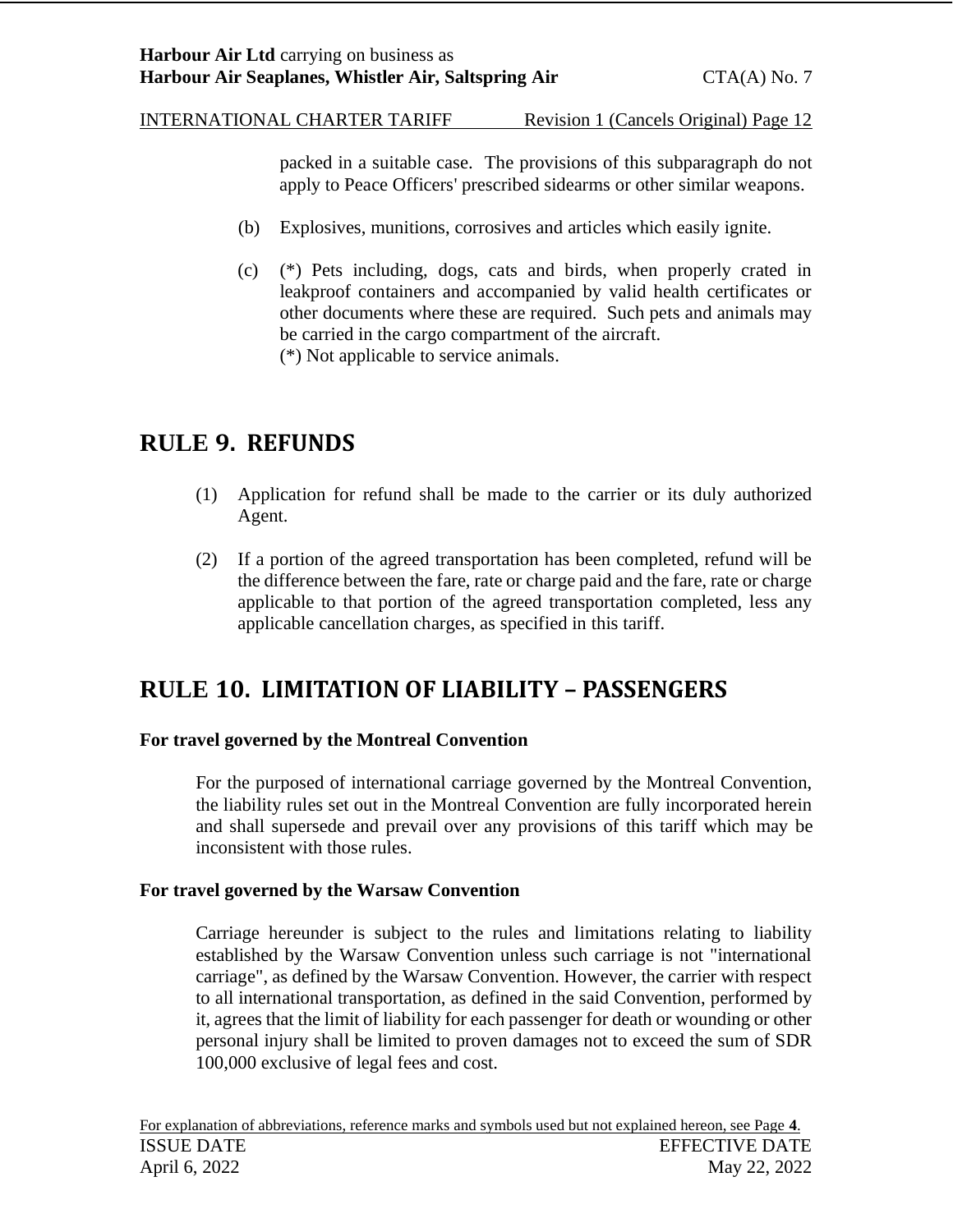packed in a suitable case. The provisions of this subparagraph do not apply to Peace Officers' prescribed sidearms or other similar weapons.

(b) Explosives, munitions, corrosives and articles which easily ignite.

(c) (*) Pets including, dogs, cats and birds, when properly crated in leakproof containers and accompanied by valid health certificates or other documents where these are required. Such pets and animals may be carried in the cargo compartment of the aircraft.
(*) Not applicable to service animals.

# RULE 9. REFUNDS

(1) Application for refund shall be made to the carrier or its duly authorized Agent.

(2) If a portion of the agreed transportation has been completed, refund will be the difference between the fare, rate or charge paid and the fare, rate or charge applicable to that portion of the agreed transportation completed, less any applicable cancellation charges, as specified in this tariff.

# RULE 10. LIMITATION OF LIABILITY – PASSENGERS

**For travel governed by the Montreal Convention**

For the purposed of international carriage governed by the Montreal Convention, the liability rules set out in the Montreal Convention are fully incorporated herein and shall supersede and prevail over any provisions of this tariff which may be inconsistent with those rules.

**For travel governed by the Warsaw Convention**

Carriage hereunder is subject to the rules and limitations relating to liability established by the Warsaw Convention unless such carriage is not "international carriage", as defined by the Warsaw Convention. However, the carrier with respect to all international transportation, as defined in the said Convention, performed by it, agrees that the limit of liability for each passenger for death or wounding or other personal injury shall be limited to proven damages not to exceed the sum of SDR 100,000 exclusive of legal fees and cost.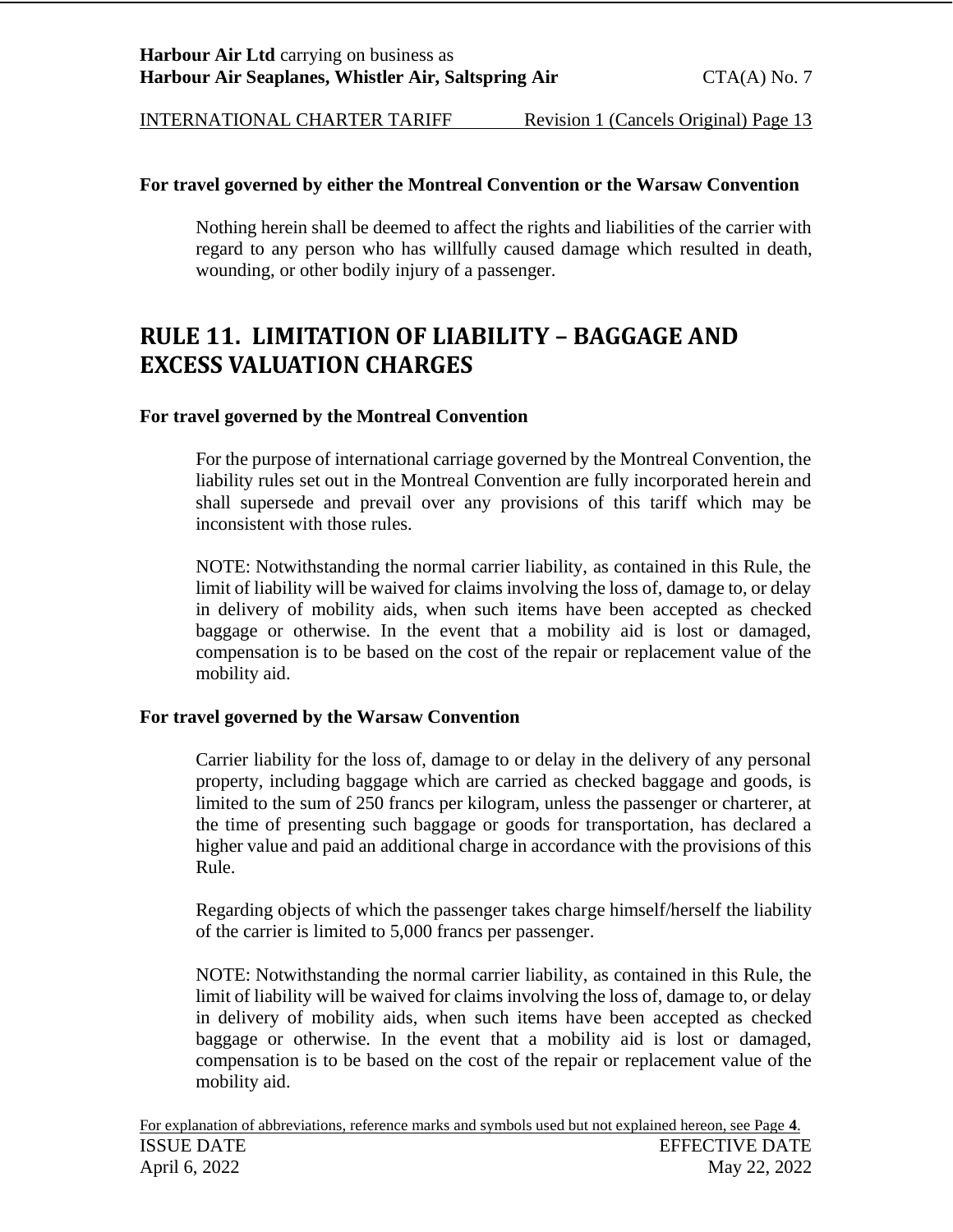**For travel governed by either the Montreal Convention or the Warsaw Convention**

Nothing herein shall be deemed to affect the rights and liabilities of the carrier with regard to any person who has willfully caused damage which resulted in death, wounding, or other bodily injury of a passenger.

## RULE 11. LIMITATION OF LIABILITY – BAGGAGE AND EXCESS VALUATION CHARGES

**For travel governed by the Montreal Convention**

For the purpose of international carriage governed by the Montreal Convention, the liability rules set out in the Montreal Convention are fully incorporated herein and shall supersede and prevail over any provisions of this tariff which may be inconsistent with those rules.

NOTE: Notwithstanding the normal carrier liability, as contained in this Rule, the limit of liability will be waived for claims involving the loss of, damage to, or delay in delivery of mobility aids, when such items have been accepted as checked baggage or otherwise. In the event that a mobility aid is lost or damaged, compensation is to be based on the cost of the repair or replacement value of the mobility aid.

**For travel governed by the Warsaw Convention**

Carrier liability for the loss of, damage to or delay in the delivery of any personal property, including baggage which are carried as checked baggage and goods, is limited to the sum of 250 francs per kilogram, unless the passenger or charterer, at the time of presenting such baggage or goods for transportation, has declared a higher value and paid an additional charge in accordance with the provisions of this Rule.

Regarding objects of which the passenger takes charge himself/herself the liability of the carrier is limited to 5,000 francs per passenger.

NOTE: Notwithstanding the normal carrier liability, as contained in this Rule, the limit of liability will be waived for claims involving the loss of, damage to, or delay in delivery of mobility aids, when such items have been accepted as checked baggage or otherwise. In the event that a mobility aid is lost or damaged, compensation is to be based on the cost of the repair or replacement value of the mobility aid.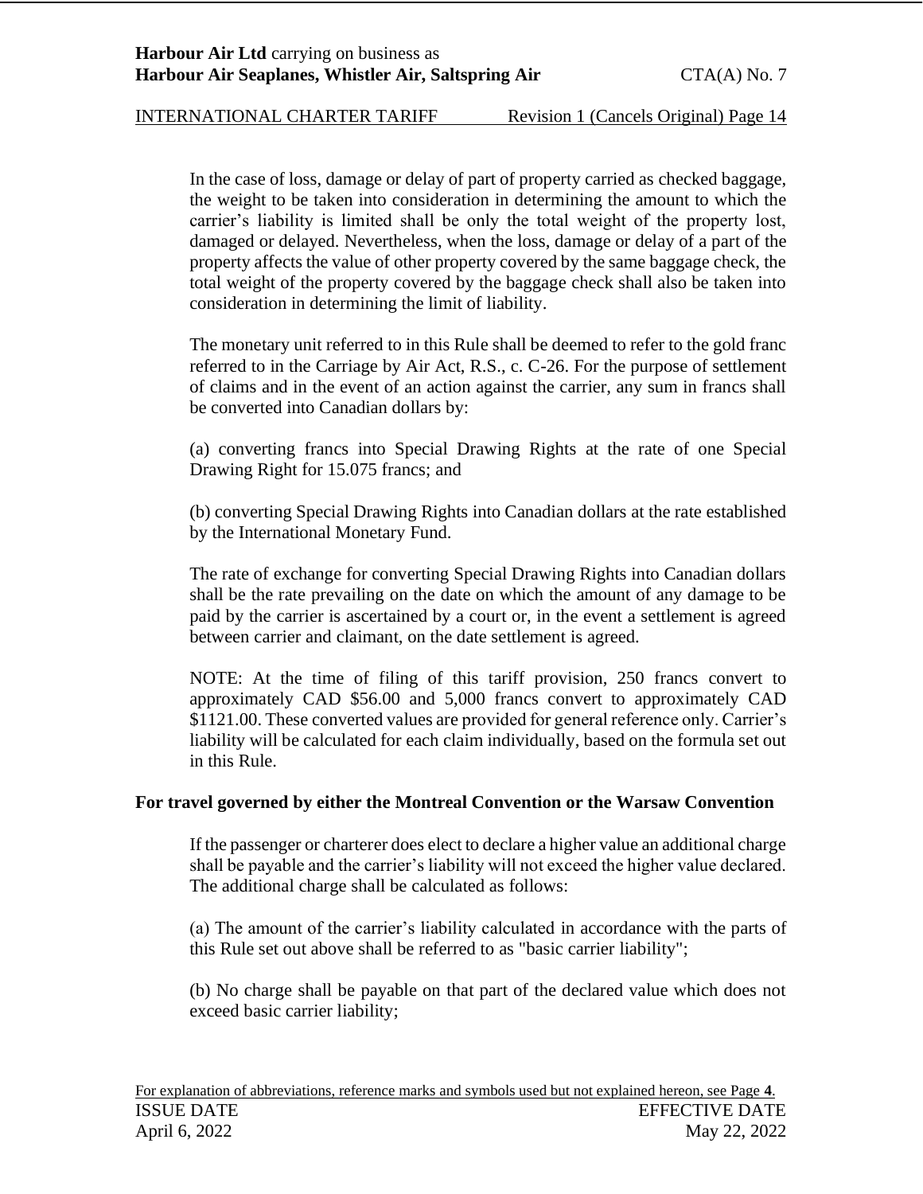In the case of loss, damage or delay of part of property carried as checked baggage, the weight to be taken into consideration in determining the amount to which the carrier's liability is limited shall be only the total weight of the property lost, damaged or delayed. Nevertheless, when the loss, damage or delay of a part of the property affects the value of other property covered by the same baggage check, the total weight of the property covered by the baggage check shall also be taken into consideration in determining the limit of liability.

The monetary unit referred to in this Rule shall be deemed to refer to the gold franc referred to in the Carriage by Air Act, R.S., c. C-26. For the purpose of settlement of claims and in the event of an action against the carrier, any sum in francs shall be converted into Canadian dollars by:

(a) converting francs into Special Drawing Rights at the rate of one Special Drawing Right for 15.075 francs; and

(b) converting Special Drawing Rights into Canadian dollars at the rate established by the International Monetary Fund.

The rate of exchange for converting Special Drawing Rights into Canadian dollars shall be the rate prevailing on the date on which the amount of any damage to be paid by the carrier is ascertained by a court or, in the event a settlement is agreed between carrier and claimant, on the date settlement is agreed.

NOTE: At the time of filing of this tariff provision, 250 francs convert to approximately CAD $56.00 and 5,000 francs convert to approximately CAD $1121.00. These converted values are provided for general reference only. Carrier's liability will be calculated for each claim individually, based on the formula set out in this Rule.

**For travel governed by either the Montreal Convention or the Warsaw Convention**

If the passenger or charterer does elect to declare a higher value an additional charge shall be payable and the carrier's liability will not exceed the higher value declared. The additional charge shall be calculated as follows:

(a) The amount of the carrier's liability calculated in accordance with the parts of this Rule set out above shall be referred to as "basic carrier liability";

(b) No charge shall be payable on that part of the declared value which does not exceed basic carrier liability;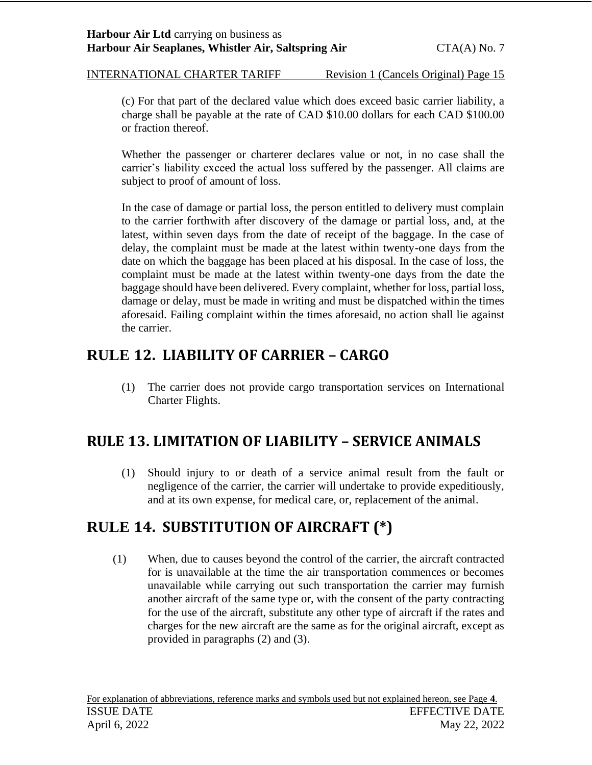(c) For that part of the declared value which does exceed basic carrier liability, a charge shall be payable at the rate of CAD $10.00 dollars for each CAD $100.00 or fraction thereof.

Whether the passenger or charterer declares value or not, in no case shall the carrier's liability exceed the actual loss suffered by the passenger. All claims are subject to proof of amount of loss.

In the case of damage or partial loss, the person entitled to delivery must complain to the carrier forthwith after discovery of the damage or partial loss, and, at the latest, within seven days from the date of receipt of the baggage. In the case of delay, the complaint must be made at the latest within twenty-one days from the date on which the baggage has been placed at his disposal. In the case of loss, the complaint must be made at the latest within twenty-one days from the date the baggage should have been delivered. Every complaint, whether for loss, partial loss, damage or delay, must be made in writing and must be dispatched within the times aforesaid. Failing complaint within the times aforesaid, no action shall lie against the carrier.

## RULE 12. LIABILITY OF CARRIER – CARGO

(1) The carrier does not provide cargo transportation services on International Charter Flights.

## RULE 13. LIMITATION OF LIABILITY – SERVICE ANIMALS

(1) Should injury to or death of a service animal result from the fault or negligence of the carrier, the carrier will undertake to provide expeditiously, and at its own expense, for medical care, or, replacement of the animal.

## RULE 14. SUBSTITUTION OF AIRCRAFT (*)

(1) When, due to causes beyond the control of the carrier, the aircraft contracted for is unavailable at the time the air transportation commences or becomes unavailable while carrying out such transportation the carrier may furnish another aircraft of the same type or, with the consent of the party contracting for the use of the aircraft, substitute any other type of aircraft if the rates and charges for the new aircraft are the same as for the original aircraft, except as provided in paragraphs (2) and (3).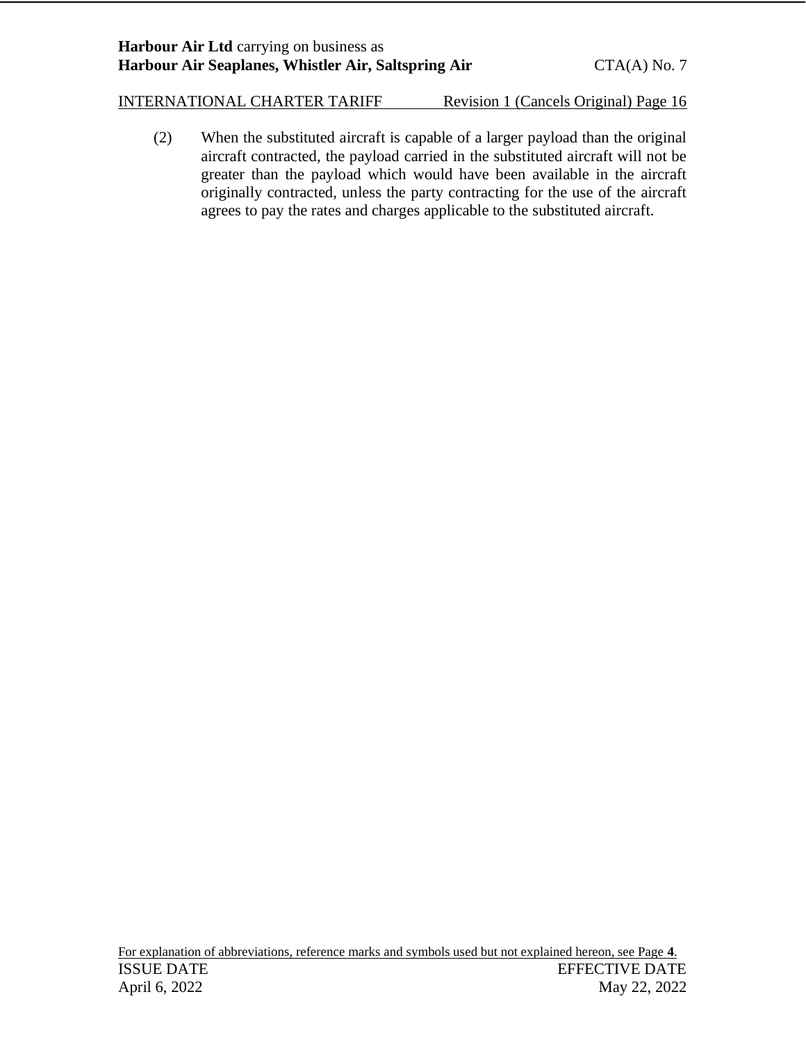(2) When the substituted aircraft is capable of a larger payload than the original aircraft contracted, the payload carried in the substituted aircraft will not be greater than the payload which would have been available in the aircraft originally contracted, unless the party contracting for the use of the aircraft agrees to pay the rates and charges applicable to the substituted aircraft.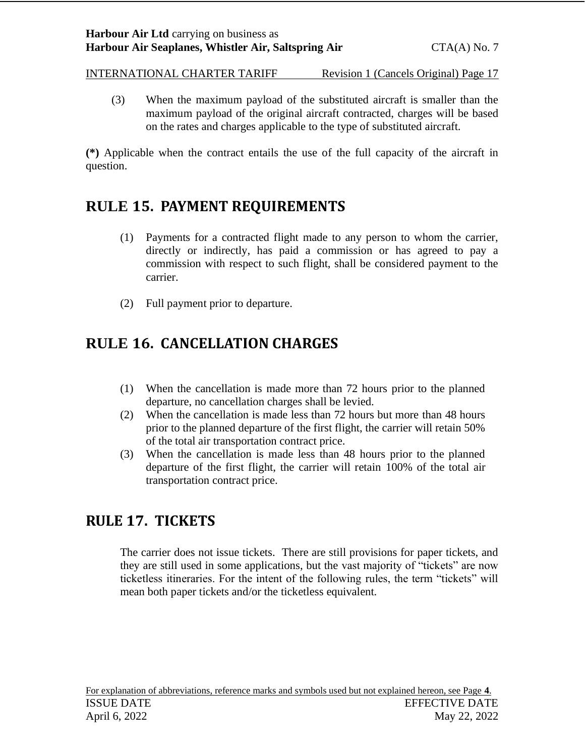(3) When the maximum payload of the substituted aircraft is smaller than the maximum payload of the original aircraft contracted, charges will be based on the rates and charges applicable to the type of substituted aircraft.

**(*)** Applicable when the contract entails the use of the full capacity of the aircraft in question.

## RULE 15. PAYMENT REQUIREMENTS

(1) Payments for a contracted flight made to any person to whom the carrier, directly or indirectly, has paid a commission or has agreed to pay a commission with respect to such flight, shall be considered payment to the carrier.

(2) Full payment prior to departure.

## RULE 16. CANCELLATION CHARGES

(1) When the cancellation is made more than 72 hours prior to the planned departure, no cancellation charges shall be levied.
(2) When the cancellation is made less than 72 hours but more than 48 hours prior to the planned departure of the first flight, the carrier will retain 50% of the total air transportation contract price.
(3) When the cancellation is made less than 48 hours prior to the planned departure of the first flight, the carrier will retain 100% of the total air transportation contract price.

## RULE 17. TICKETS

The carrier does not issue tickets. There are still provisions for paper tickets, and they are still used in some applications, but the vast majority of "tickets" are now ticketless itineraries. For the intent of the following rules, the term "tickets" will mean both paper tickets and/or the ticketless equivalent.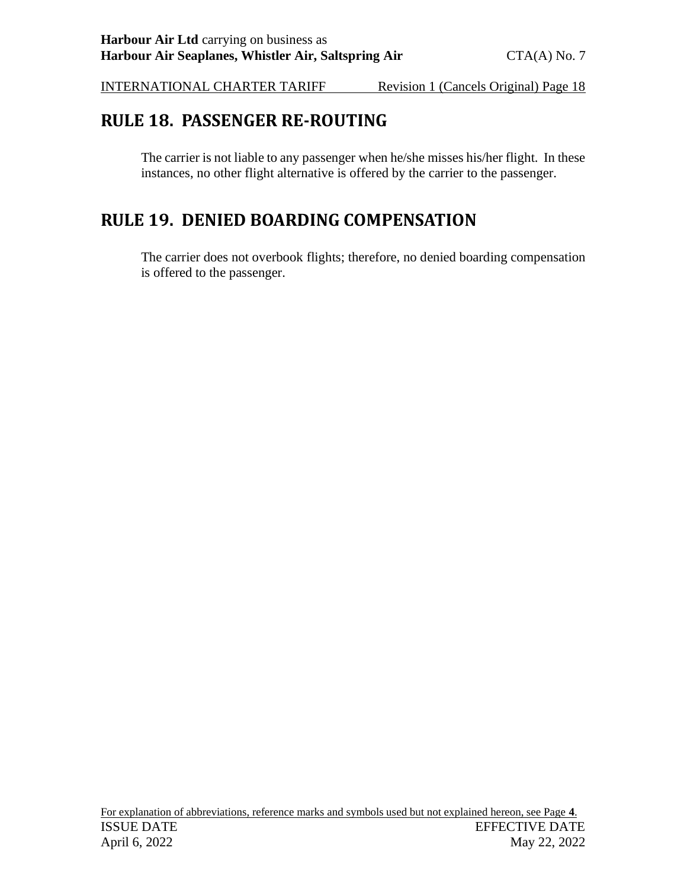## RULE 18. PASSENGER RE-ROUTING

The carrier is not liable to any passenger when he/she misses his/her flight. In these instances, no other flight alternative is offered by the carrier to the passenger.

## RULE 19. DENIED BOARDING COMPENSATION

The carrier does not overbook flights; therefore, no denied boarding compensation is offered to the passenger.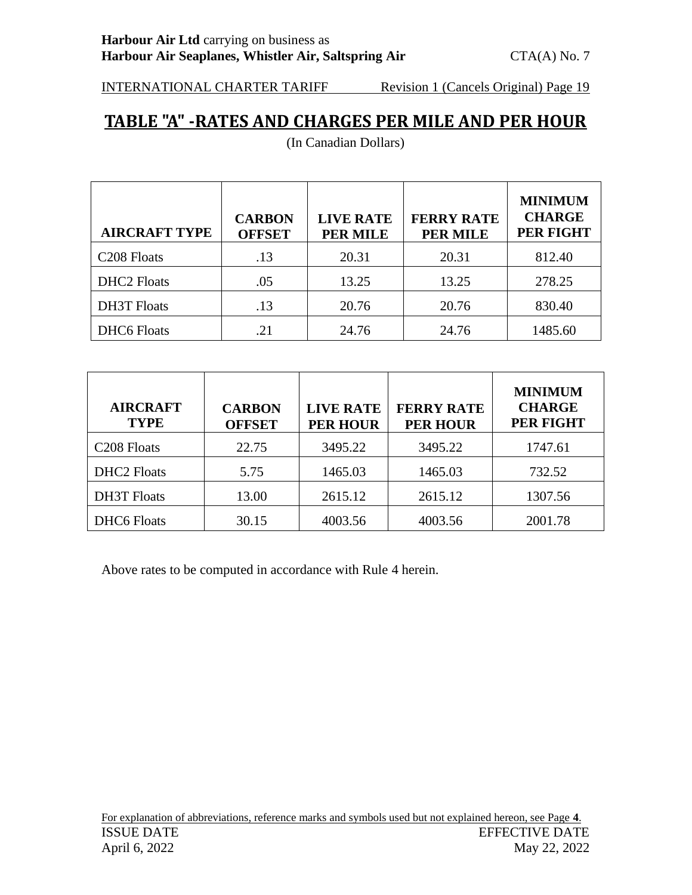## TABLE "A" -RATES AND CHARGES PER MILE AND PER HOUR

(In Canadian Dollars)

| AIRCRAFT TYPE | CARBON OFFSET | LIVE RATE PER MILE | FERRY RATE PER MILE | MINIMUM CHARGE PER FIGHT |
|---|---|---|---|---|
| C208 Floats | .13 | 20.31 | 20.31 | 812.40 |
| DHC2 Floats | .05 | 13.25 | 13.25 | 278.25 |
| DH3T Floats | .13 | 20.76 | 20.76 | 830.40 |
| DHC6 Floats | .21 | 24.76 | 24.76 | 1485.60 |

| AIRCRAFT TYPE | CARBON OFFSET | LIVE RATE PER HOUR | FERRY RATE PER HOUR | MINIMUM CHARGE PER FIGHT |
|---|---|---|---|---|
| C208 Floats | 22.75 | 3495.22 | 3495.22 | 1747.61 |
| DHC2 Floats | 5.75 | 1465.03 | 1465.03 | 732.52 |
| DH3T Floats | 13.00 | 2615.12 | 2615.12 | 1307.56 |
| DHC6 Floats | 30.15 | 4003.56 | 4003.56 | 2001.78 |

Above rates to be computed in accordance with Rule 4 herein.

For explanation of abbreviations, reference marks and symbols used but not explained hereon, see Page **4**.

ISSUE DATE
April 6, 2022

EFFECTIVE DATE
May 22, 2022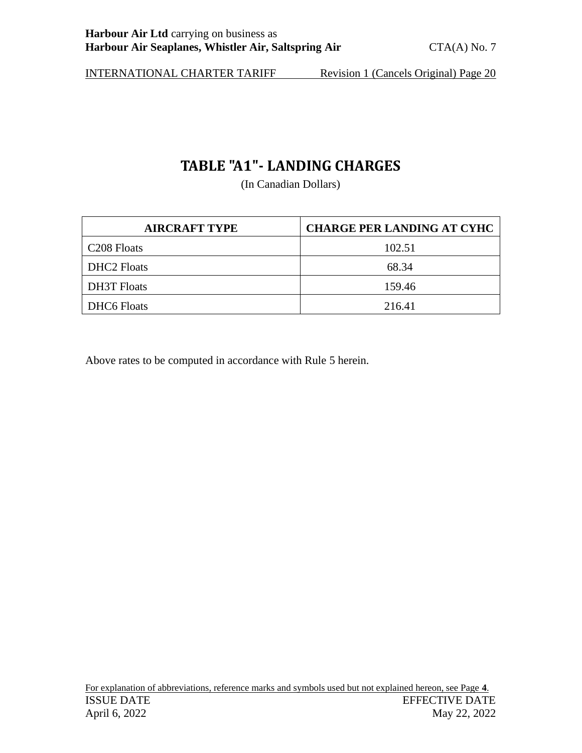# TABLE "A1"- LANDING CHARGES

(In Canadian Dollars)

| AIRCRAFT TYPE | CHARGE PER LANDING AT CYHC |
|---|---|
| C208 Floats | 102.51 |
| DHC2 Floats | 68.34 |
| DH3T Floats | 159.46 |
| DHC6 Floats | 216.41 |

Above rates to be computed in accordance with Rule 5 herein.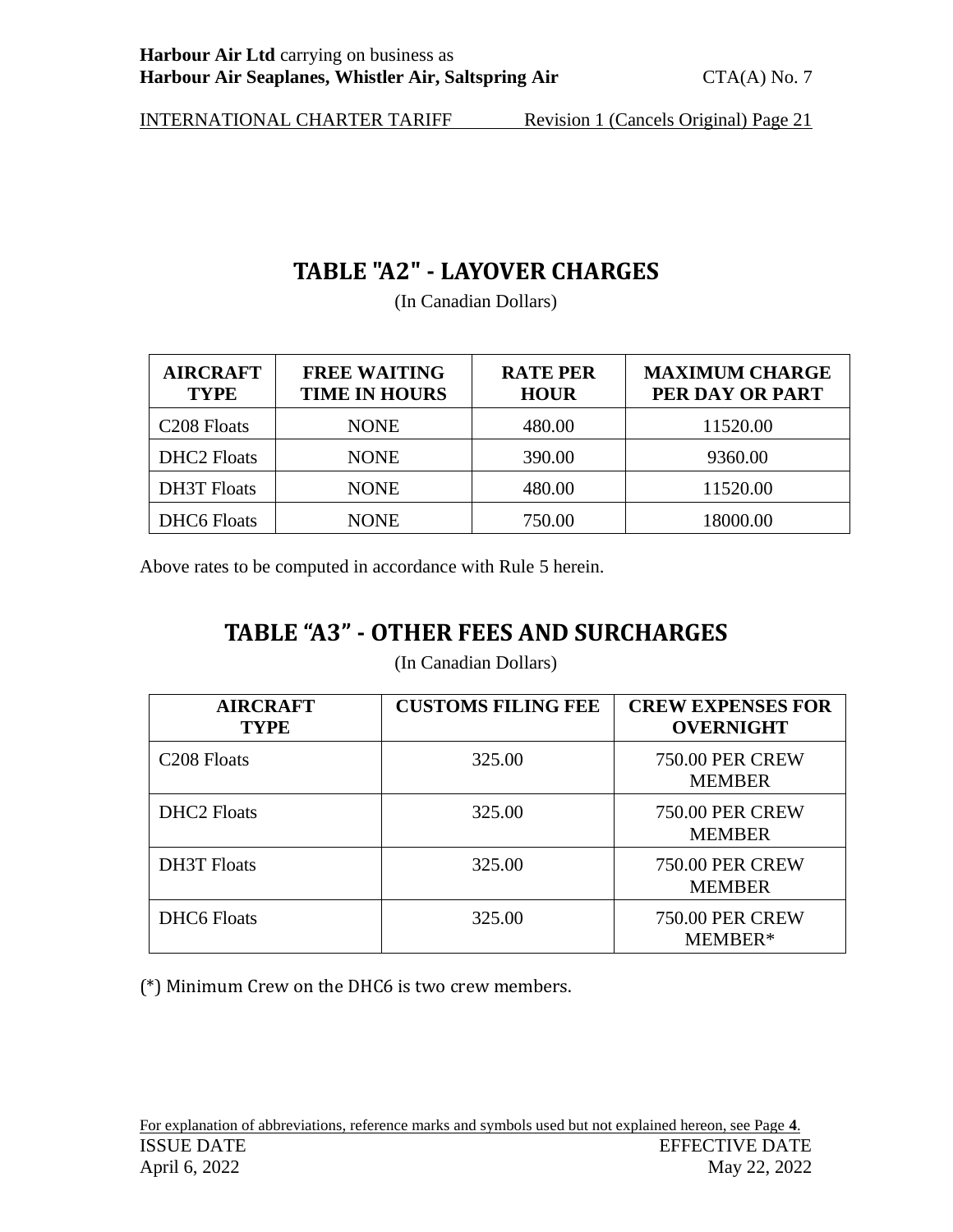# TABLE "A2" - LAYOVER CHARGES

(In Canadian Dollars)

| AIRCRAFT TYPE | FREE WAITING TIME IN HOURS | RATE PER HOUR | MAXIMUM CHARGE PER DAY OR PART |
|---|---|---|---|
| C208 Floats | NONE | 480.00 | 11520.00 |
| DHC2 Floats | NONE | 390.00 | 9360.00 |
| DH3T Floats | NONE | 480.00 | 11520.00 |
| DHC6 Floats | NONE | 750.00 | 18000.00 |

Above rates to be computed in accordance with Rule 5 herein.

# TABLE "A3" - OTHER FEES AND SURCHARGES

(In Canadian Dollars)

| AIRCRAFT TYPE | CUSTOMS FILING FEE | CREW EXPENSES FOR OVERNIGHT |
|---|---|---|
| C208 Floats | 325.00 | 750.00 PER CREW MEMBER |
| DHC2 Floats | 325.00 | 750.00 PER CREW MEMBER |
| DH3T Floats | 325.00 | 750.00 PER CREW MEMBER |
| DHC6 Floats | 325.00 | 750.00 PER CREW MEMBER* |

(*) Minimum Crew on the DHC6 is two crew members.

For explanation of abbreviations, reference marks and symbols used but not explained hereon, see Page **4**.

ISSUE DATE
April 6, 2022

EFFECTIVE DATE
May 22, 2022